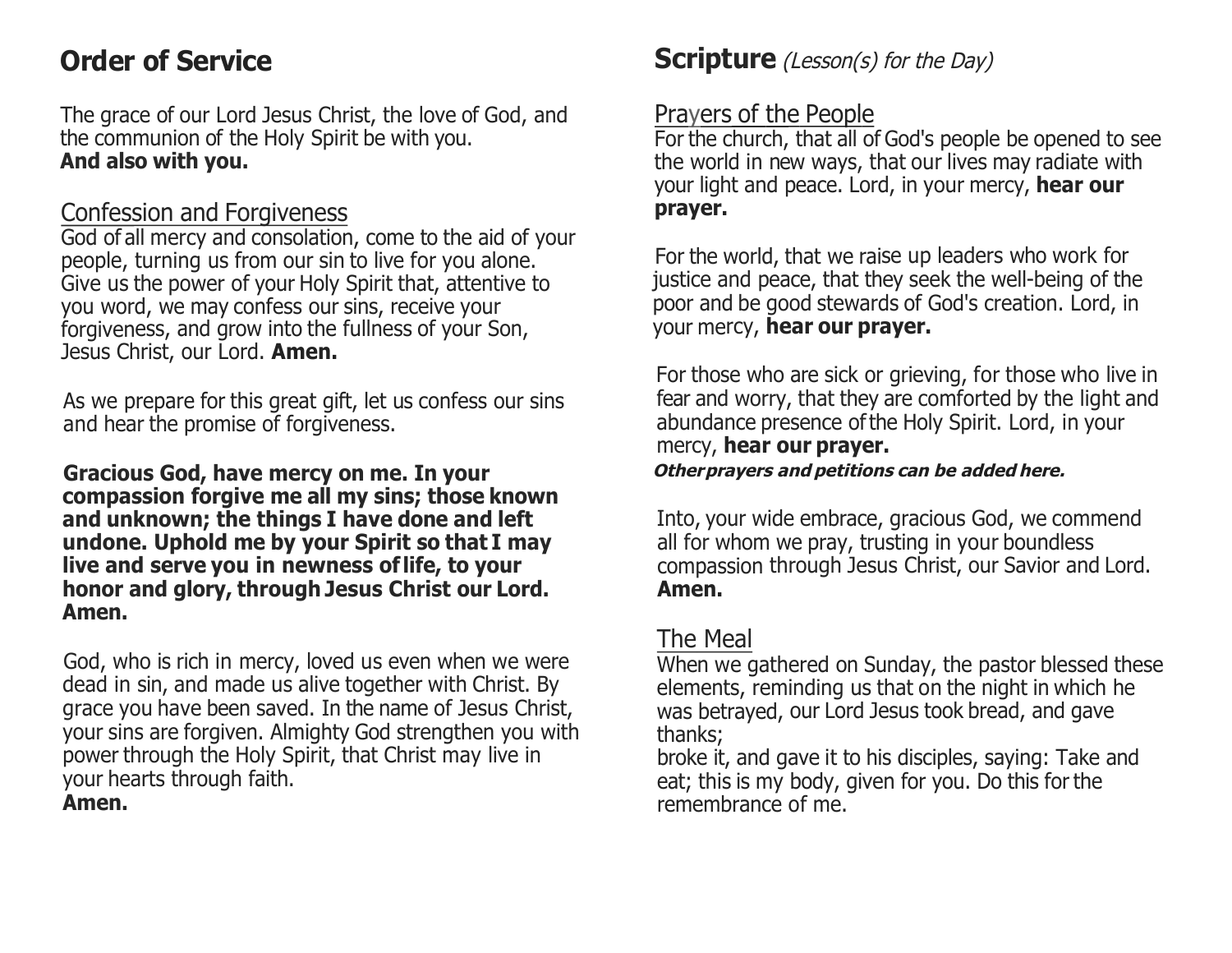# Order of Service

The grace of our Lord Jesus Christ, the love of God, and the communion of the Holy Spirit be with you.
**And also with you.**

## Confession and Forgiveness

God of all mercy and consolation, come to the aid of your people, turning us from our sin to live for you alone. Give us the power of your Holy Spirit that, attentive to you word, we may confess our sins, receive your forgiveness, and grow into the fullness of your Son, Jesus Christ, our Lord. **Amen.**

As we prepare for this great gift, let us confess our sins and hear the promise of forgiveness.

**Gracious God, have mercy on me. In your compassion forgive me all my sins; those known and unknown; the things I have done and left undone. Uphold me by your Spirit so that I may live and serve you in newness of life, to your honor and glory, through Jesus Christ our Lord. Amen.**

God, who is rich in mercy, loved us even when we were dead in sin, and made us alive together with Christ. By grace you have been saved. In the name of Jesus Christ, your sins are forgiven. Almighty God strengthen you with power through the Holy Spirit, that Christ may live in your hearts through faith.
**Amen.**

# Scripture *(Lesson(s) for the Day)*

## Prayers of the People

For the church, that all of God's people be opened to see the world in new ways, that our lives may radiate with your light and peace. Lord, in your mercy, **hear our prayer.**

For the world, that we raise up leaders who work for justice and peace, that they seek the well-being of the poor and be good stewards of God's creation. Lord, in your mercy, **hear our prayer.**

For those who are sick or grieving, for those who live in fear and worry, that they are comforted by the light and abundance presence of the Holy Spirit. Lord, in your mercy, **hear our prayer.**
***Other prayers and petitions can be added here.***

Into, your wide embrace, gracious God, we commend all for whom we pray, trusting in your boundless compassion through Jesus Christ, our Savior and Lord.
**Amen.**

## The Meal

When we gathered on Sunday, the pastor blessed these elements, reminding us that on the night in which he was betrayed, our Lord Jesus took bread, and gave thanks;
broke it, and gave it to his disciples, saying: Take and eat; this is my body, given for you. Do this for the remembrance of me.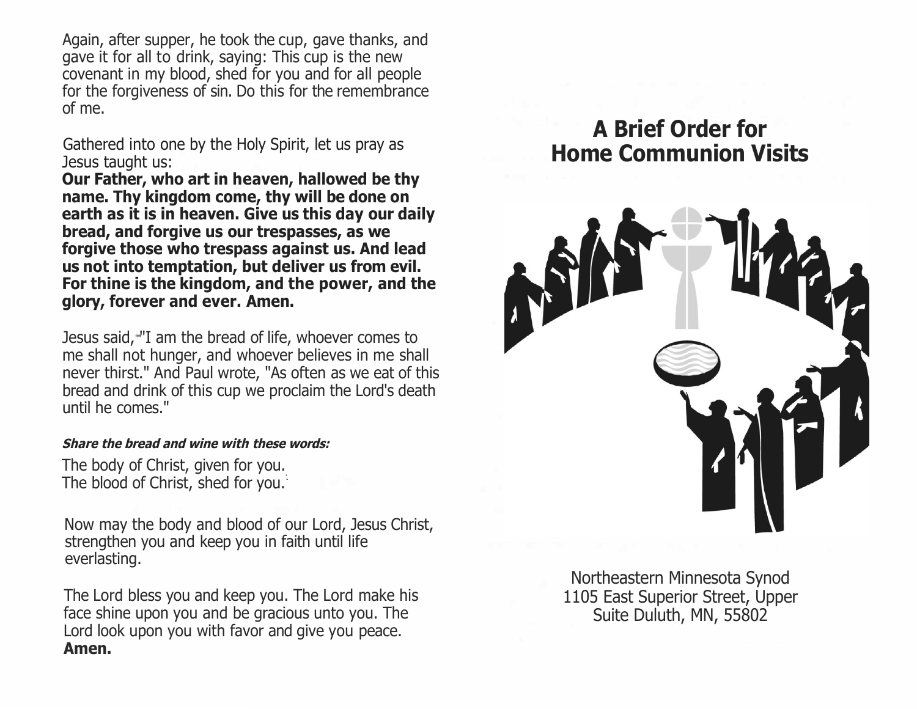Again, after supper, he took the cup, gave thanks, and gave it for all to drink, saying: This cup is the new covenant in my blood, shed for you and for all people for the forgiveness of sin. Do this for the remembrance of me.

Gathered into one by the Holy Spirit, let us pray as Jesus taught us:
**Our Father, who art in heaven, hallowed be thy name. Thy kingdom come, thy will be done on earth as it is in heaven. Give us this day our daily bread, and forgive us our trespasses, as we forgive those who trespass against us. And lead us not into temptation, but deliver us from evil. For thine is the kingdom, and the power, and the glory, forever and ever. Amen.**

Jesus said, "I am the bread of life, whoever comes to me shall not hunger, and whoever believes in me shall never thirst." And Paul wrote, "As often as we eat of this bread and drink of this cup we proclaim the Lord's death until he comes."

***Share the bread and wine with these words:***

The body of Christ, given for you.
The blood of Christ, shed for you.

Now may the body and blood of our Lord, Jesus Christ, strengthen you and keep you in faith until life everlasting.

The Lord bless you and keep you. The Lord make his face shine upon you and be gracious unto you. The Lord look upon you with favor and give you peace.
**Amen.**

# A Brief Order for Home Communion Visits

Northeastern Minnesota Synod
1105 East Superior Street, Upper
Suite Duluth, MN, 55802